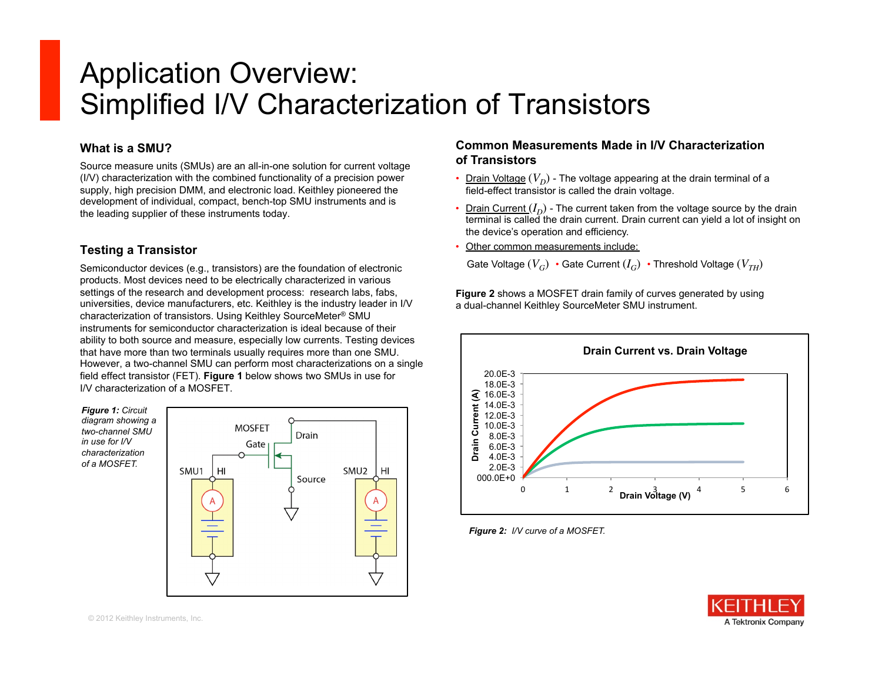# Application Overview:
# Simplified I/V Characterization of Transistors

## What is a SMU?

Source measure units (SMUs) are an all-in-one solution for current voltage (I/V) characterization with the combined functionality of a precision power supply, high precision DMM, and electronic load. Keithley pioneered the development of individual, compact, bench-top SMU instruments and is the leading supplier of these instruments today.

## Testing a Transistor

Semiconductor devices (e.g., transistors) are the foundation of electronic products. Most devices need to be electrically characterized in various settings of the research and development process: research labs, fabs, universities, device manufacturers, etc. Keithley is the industry leader in I/V characterization of transistors. Using Keithley SourceMeter® SMU instruments for semiconductor characterization is ideal because of their ability to both source and measure, especially low currents. Testing devices that have more than two terminals usually requires more than one SMU. However, a two-channel SMU can perform most characterizations on a single field effect transistor (FET). **Figure 1** below shows two SMUs in use for I/V characterization of a MOSFET.

***Figure 1:*** *Circuit diagram showing a two-channel SMU in use for I/V characterization of a MOSFET.*

## Common Measurements Made in I/V Characterization of Transistors

- Drain Voltage $(V_D)$ - The voltage appearing at the drain terminal of a field-effect transistor is called the drain voltage.
- Drain Current $(I_D)$ - The current taken from the voltage source by the drain terminal is called the drain current. Drain current can yield a lot of insight on the device's operation and efficiency.
- Other common measurements include:

  Gate Voltage $(V_G)$ • Gate Current $(I_G)$ • Threshold Voltage $(V_{TH})$

**Figure 2** shows a MOSFET drain family of curves generated by using a dual-channel Keithley SourceMeter SMU instrument.

***Figure 2:*** *I/V curve of a MOSFET.*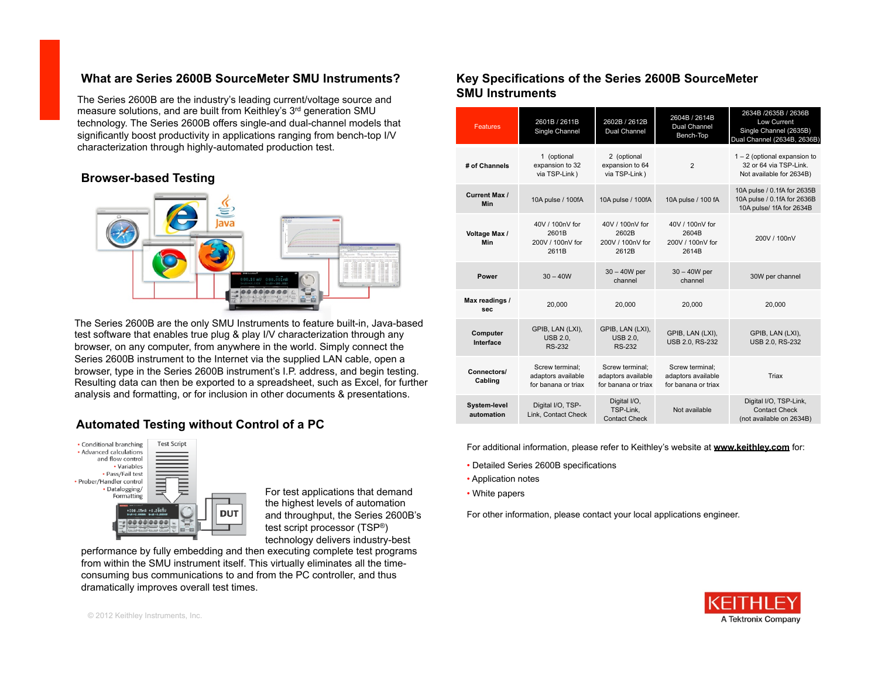## What are Series 2600B SourceMeter SMU Instruments?

The Series 2600B are the industry's leading current/voltage source and measure solutions, and are built from Keithley's 3rd generation SMU technology. The Series 2600B offers single-and dual-channel models that significantly boost productivity in applications ranging from bench-top I/V characterization through highly-automated production test.

## Browser-based Testing

The Series 2600B are the only SMU Instruments to feature built-in, Java-based test software that enables true plug & play I/V characterization through any browser, on any computer, from anywhere in the world. Simply connect the Series 2600B instrument to the Internet via the supplied LAN cable, open a browser, type in the Series 2600B instrument's I.P. address, and begin testing. Resulting data can then be exported to a spreadsheet, such as Excel, for further analysis and formatting, or for inclusion in other documents & presentations.

## Automated Testing without Control of a PC

- Conditional branching
- Advanced calculations and flow control
- Variables
- Pass/Fail test
- Prober/Handler control
- Datalogging/ Formatting

Test Script

DUT

For test applications that demand the highest levels of automation and throughput, the Series 2600B's test script processor (TSP®) technology delivers industry-best performance by fully embedding and then executing complete test programs from within the SMU instrument itself. This virtually eliminates all the time-consuming bus communications to and from the PC controller, and thus dramatically improves overall test times.

## Key Specifications of the Series 2600B SourceMeter SMU Instruments

| Features | 2601B / 2611B Single Channel | 2602B / 2612B Dual Channel | 2604B / 2614B Dual Channel Bench-Top | 2634B /2635B / 2636B Low Current Single Channel (2635B) Dual Channel (2634B, 2636B) |
|---|---|---|---|---|
| # of Channels | 1 (optional expansion to 32 via TSP-Link ) | 2 (optional expansion to 64 via TSP-Link ) | 2 | 1 – 2 (optional expansion to 32 or 64 via TSP-Link. Not available for 2634B) |
| Current Max / Min | 10A pulse / 100fA | 10A pulse / 100fA | 10A pulse / 100 fA | 10A pulse / 0.1fA for 2635B 10A pulse / 0.1fA for 2636B 10A pulse/ 1fA for 2634B |
| Voltage Max / Min | 40V / 100nV for 2601B 200V / 100nV for 2611B | 40V / 100nV for 2602B 200V / 100nV for 2612B | 40V / 100nV for 2604B 200V / 100nV for 2614B | 200V / 100nV |
| Power | 30 – 40W | 30 – 40W per channel | 30 – 40W per channel | 30W per channel |
| Max readings / sec | 20,000 | 20,000 | 20,000 | 20,000 |
| Computer Interface | GPIB, LAN (LXI), USB 2.0, RS-232 | GPIB, LAN (LXI), USB 2.0, RS-232 | GPIB, LAN (LXI), USB 2.0, RS-232 | GPIB, LAN (LXI), USB 2.0, RS-232 |
| Connectors/ Cabling | Screw terminal; adaptors available for banana or triax | Screw terminal; adaptors available for banana or triax | Screw terminal; adaptors available for banana or triax | Triax |
| System-level automation | Digital I/O, TSP-Link, Contact Check | Digital I/O, TSP-Link, Contact Check | Not available | Digital I/O, TSP-Link, Contact Check (not available on 2634B) |

For additional information, please refer to Keithley's website at **www.keithley.com** for:

- Detailed Series 2600B specifications
- Application notes
- White papers

For other information, please contact your local applications engineer.

© 2012 Keithley Instruments, Inc.

KEITHLEY
A Tektronix Company